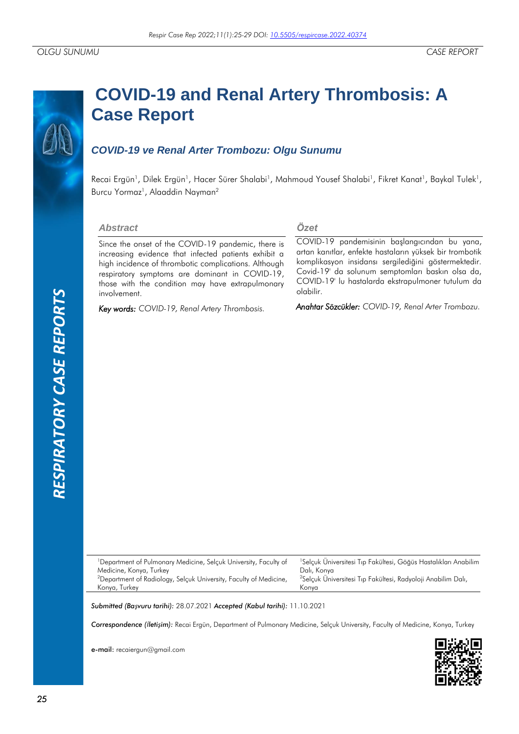OLGU SUNUMU

CASE REPORT

# COVID-19 and Renal Artery Thrombosis: A Case Report

## *COVID-19 ve Renal Arter Trombozu: Olgu Sunumu*

Recai Ergün[1], Dilek Ergün[1], Hacer Sürer Shalabi[1], Mahmoud Yousef Shalabi[1], Fikret Kanat[1], Baykal Tulek[1], Burcu Yormaz[1], Alaaddin Nayman[2]

### Abstract

Since the onset of the COVID-19 pandemic, there is increasing evidence that infected patients exhibit a high incidence of thrombotic complications. Although respiratory symptoms are dominant in COVID-19, those with the condition may have extrapulmonary involvement.

*Key words: COVID-19, Renal Artery Thrombosis.*

### Özet

COVID-19 pandemisinin başlangıcından bu yana, artan kanıtlar, enfekte hastaların yüksek bir trombotik komplikasyon insidansı sergilediğini göstermektedir. Covid-19' da solunum semptomları baskın olsa da, COVID-19' lu hastalarda ekstrapulmoner tutulum da olabilir.

*Anahtar Sözcükler: COVID-19, Renal Arter Trombozu.*

[1]Department of Pulmonary Medicine, Selçuk University, Faculty of Medicine, Konya, Turkey
[2]Department of Radiology, Selçuk University, Faculty of Medicine, Konya, Turkey

[1]Selçuk Üniversitesi Tıp Fakültesi, Göğüs Hastalıkları Anabilim Dalı, Konya
[2]Selçuk Üniversitesi Tıp Fakültesi, Radyoloji Anabilim Dalı, Konya

***Submitted (Başvuru tarihi):*** 28.07.2021 ***Accepted (Kabul tarihi):*** 11.10.2021

***Correspondence (İletişim):*** Recai Ergün, Department of Pulmonary Medicine, Selçuk University, Faculty of Medicine, Konya, Turkey

**e-mail:** recaiergun@gmail.com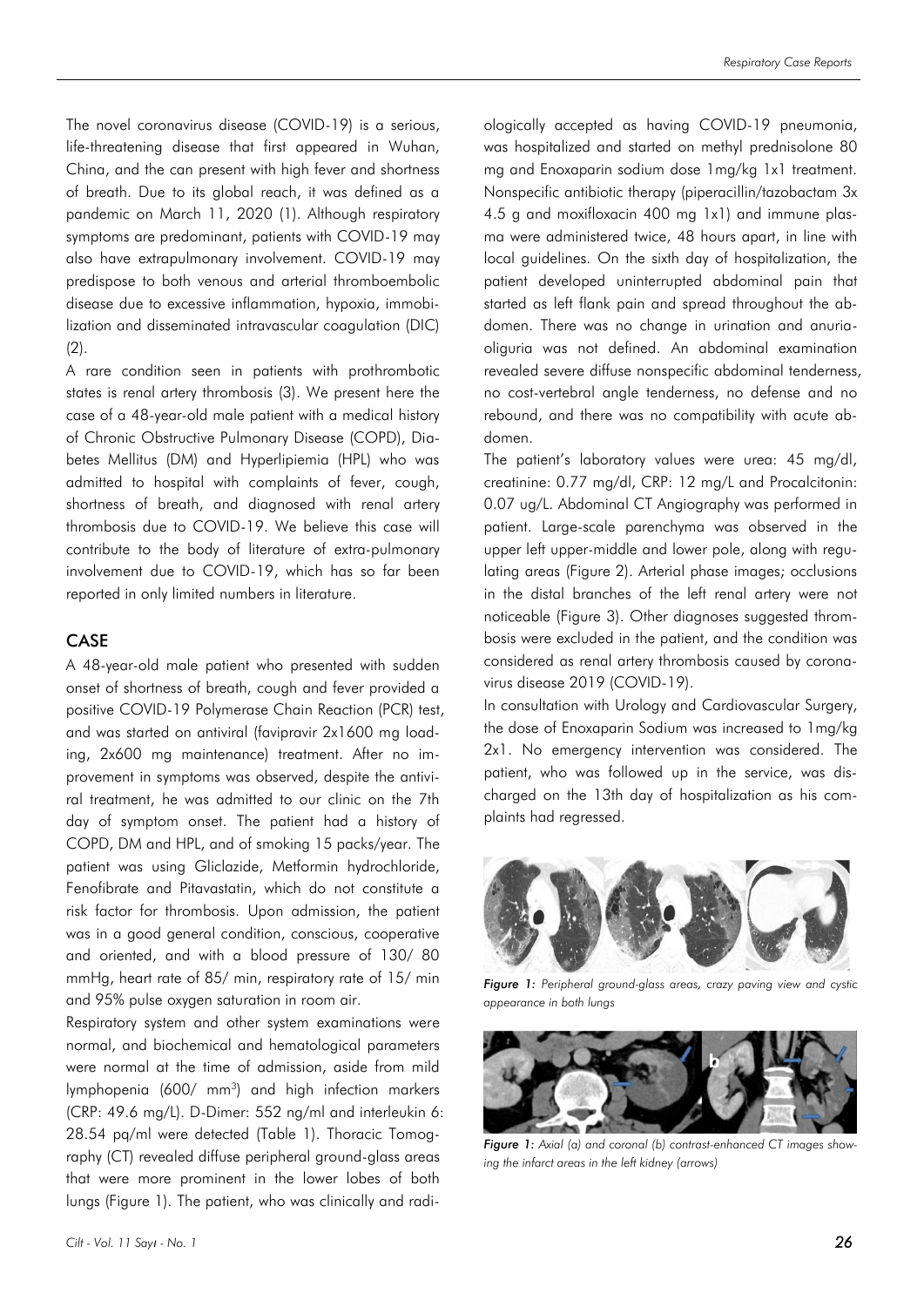The novel coronavirus disease (COVID-19) is a serious, life-threatening disease that first appeared in Wuhan, China, and the can present with high fever and shortness of breath. Due to its global reach, it was defined as a pandemic on March 11, 2020 (1). Although respiratory symptoms are predominant, patients with COVID-19 may also have extrapulmonary involvement. COVID-19 may predispose to both venous and arterial thromboembolic disease due to excessive inflammation, hypoxia, immobilization and disseminated intravascular coagulation (DIC) (2).

A rare condition seen in patients with prothrombotic states is renal artery thrombosis (3). We present here the case of a 48-year-old male patient with a medical history of Chronic Obstructive Pulmonary Disease (COPD), Diabetes Mellitus (DM) and Hyperlipiemia (HPL) who was admitted to hospital with complaints of fever, cough, shortness of breath, and diagnosed with renal artery thrombosis due to COVID-19. We believe this case will contribute to the body of literature of extra-pulmonary involvement due to COVID-19, which has so far been reported in only limited numbers in literature.

## CASE

A 48-year-old male patient who presented with sudden onset of shortness of breath, cough and fever provided a positive COVID-19 Polymerase Chain Reaction (PCR) test, and was started on antiviral (favipravir 2x1600 mg loading, 2x600 mg maintenance) treatment. After no improvement in symptoms was observed, despite the antiviral treatment, he was admitted to our clinic on the 7th day of symptom onset. The patient had a history of COPD, DM and HPL, and of smoking 15 packs/year. The patient was using Gliclazide, Metformin hydrochloride, Fenofibrate and Pitavastatin, which do not constitute a risk factor for thrombosis. Upon admission, the patient was in a good general condition, conscious, cooperative and oriented, and with a blood pressure of 130/ 80 mmHg, heart rate of 85/ min, respiratory rate of 15/ min and 95% pulse oxygen saturation in room air.

Respiratory system and other system examinations were normal, and biochemical and hematological parameters were normal at the time of admission, aside from mild lymphopenia (600/ mm$^3$) and high infection markers (CRP: 49.6 mg/L). D-Dimer: 552 ng/ml and interleukin 6: 28.54 pq/ml were detected (Table 1). Thoracic Tomography (CT) revealed diffuse peripheral ground-glass areas that were more prominent in the lower lobes of both lungs (Figure 1). The patient, who was clinically and radiologically accepted as having COVID-19 pneumonia, was hospitalized and started on methyl prednisolone 80 mg and Enoxaparin sodium dose 1mg/kg 1x1 treatment. Nonspecific antibiotic therapy (piperacillin/tazobactam 3x 4.5 g and moxifloxacin 400 mg 1x1) and immune plasma were administered twice, 48 hours apart, in line with local guidelines. On the sixth day of hospitalization, the patient developed uninterrupted abdominal pain that started as left flank pain and spread throughout the abdomen. There was no change in urination and anuria-oliguria was not defined. An abdominal examination revealed severe diffuse nonspecific abdominal tenderness, no cost-vertebral angle tenderness, no defense and no rebound, and there was no compatibility with acute abdomen.

The patient's laboratory values were urea: 45 mg/dl, creatinine: 0.77 mg/dl, CRP: 12 mg/L and Procalcitonin: 0.07 ug/L. Abdominal CT Angiography was performed in patient. Large-scale parenchyma was observed in the upper left upper-middle and lower pole, along with regulating areas (Figure 2). Arterial phase images; occlusions in the distal branches of the left renal artery were not noticeable (Figure 3). Other diagnoses suggested thrombosis were excluded in the patient, and the condition was considered as renal artery thrombosis caused by coronavirus disease 2019 (COVID-19).

In consultation with Urology and Cardiovascular Surgery, the dose of Enoxaparin Sodium was increased to 1mg/kg 2x1. No emergency intervention was considered. The patient, who was followed up in the service, was discharged on the 13th day of hospitalization as his complaints had regressed.

*Figure 1: Peripheral ground-glass areas, crazy paving view and cystic appearance in both lungs*

*Figure 1: Axial (a) and coronal (b) contrast-enhanced CT images showing the infarct areas in the left kidney (arrows)*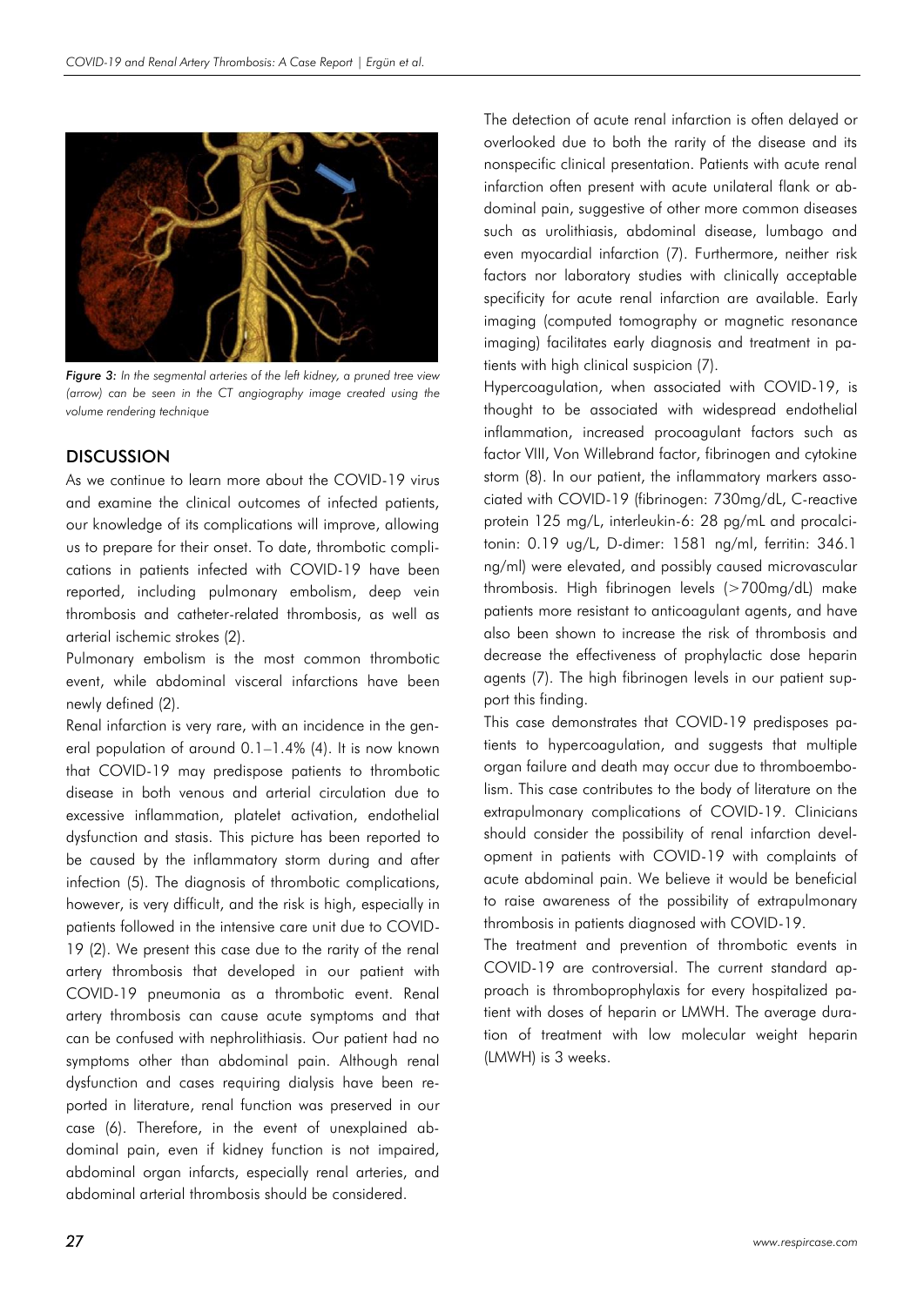*Figure 3: In the segmental arteries of the left kidney, a pruned tree view (arrow) can be seen in the CT angiography image created using the volume rendering technique*

## DISCUSSION

As we continue to learn more about the COVID-19 virus and examine the clinical outcomes of infected patients, our knowledge of its complications will improve, allowing us to prepare for their onset. To date, thrombotic complications in patients infected with COVID-19 have been reported, including pulmonary embolism, deep vein thrombosis and catheter-related thrombosis, as well as arterial ischemic strokes (2).

Pulmonary embolism is the most common thrombotic event, while abdominal visceral infarctions have been newly defined (2).

Renal infarction is very rare, with an incidence in the general population of around 0.1–1.4% (4). It is now known that COVID-19 may predispose patients to thrombotic disease in both venous and arterial circulation due to excessive inflammation, platelet activation, endothelial dysfunction and stasis. This picture has been reported to be caused by the inflammatory storm during and after infection (5). The diagnosis of thrombotic complications, however, is very difficult, and the risk is high, especially in patients followed in the intensive care unit due to COVID-19 (2). We present this case due to the rarity of the renal artery thrombosis that developed in our patient with COVID-19 pneumonia as a thrombotic event. Renal artery thrombosis can cause acute symptoms and that can be confused with nephrolithiasis. Our patient had no symptoms other than abdominal pain. Although renal dysfunction and cases requiring dialysis have been reported in literature, renal function was preserved in our case (6). Therefore, in the event of unexplained abdominal pain, even if kidney function is not impaired, abdominal organ infarcts, especially renal arteries, and abdominal arterial thrombosis should be considered.

The detection of acute renal infarction is often delayed or overlooked due to both the rarity of the disease and its nonspecific clinical presentation. Patients with acute renal infarction often present with acute unilateral flank or abdominal pain, suggestive of other more common diseases such as urolithiasis, abdominal disease, lumbago and even myocardial infarction (7). Furthermore, neither risk factors nor laboratory studies with clinically acceptable specificity for acute renal infarction are available. Early imaging (computed tomography or magnetic resonance imaging) facilitates early diagnosis and treatment in patients with high clinical suspicion (7).

Hypercoagulation, when associated with COVID-19, is thought to be associated with widespread endothelial inflammation, increased procoagulant factors such as factor VIII, Von Willebrand factor, fibrinogen and cytokine storm (8). In our patient, the inflammatory markers associated with COVID-19 (fibrinogen: 730mg/dL, C-reactive protein 125 mg/L, interleukin-6: 28 pg/mL and procalcitonin: 0.19 ug/L, D-dimer: 1581 ng/ml, ferritin: 346.1 ng/ml) were elevated, and possibly caused microvascular thrombosis. High fibrinogen levels (>700mg/dL) make patients more resistant to anticoagulant agents, and have also been shown to increase the risk of thrombosis and decrease the effectiveness of prophylactic dose heparin agents (7). The high fibrinogen levels in our patient support this finding.

This case demonstrates that COVID-19 predisposes patients to hypercoagulation, and suggests that multiple organ failure and death may occur due to thromboembolism. This case contributes to the body of literature on the extrapulmonary complications of COVID-19. Clinicians should consider the possibility of renal infarction development in patients with COVID-19 with complaints of acute abdominal pain. We believe it would be beneficial to raise awareness of the possibility of extrapulmonary thrombosis in patients diagnosed with COVID-19.

The treatment and prevention of thrombotic events in COVID-19 are controversial. The current standard approach is thromboprophylaxis for every hospitalized patient with doses of heparin or LMWH. The average duration of treatment with low molecular weight heparin (LMWH) is 3 weeks.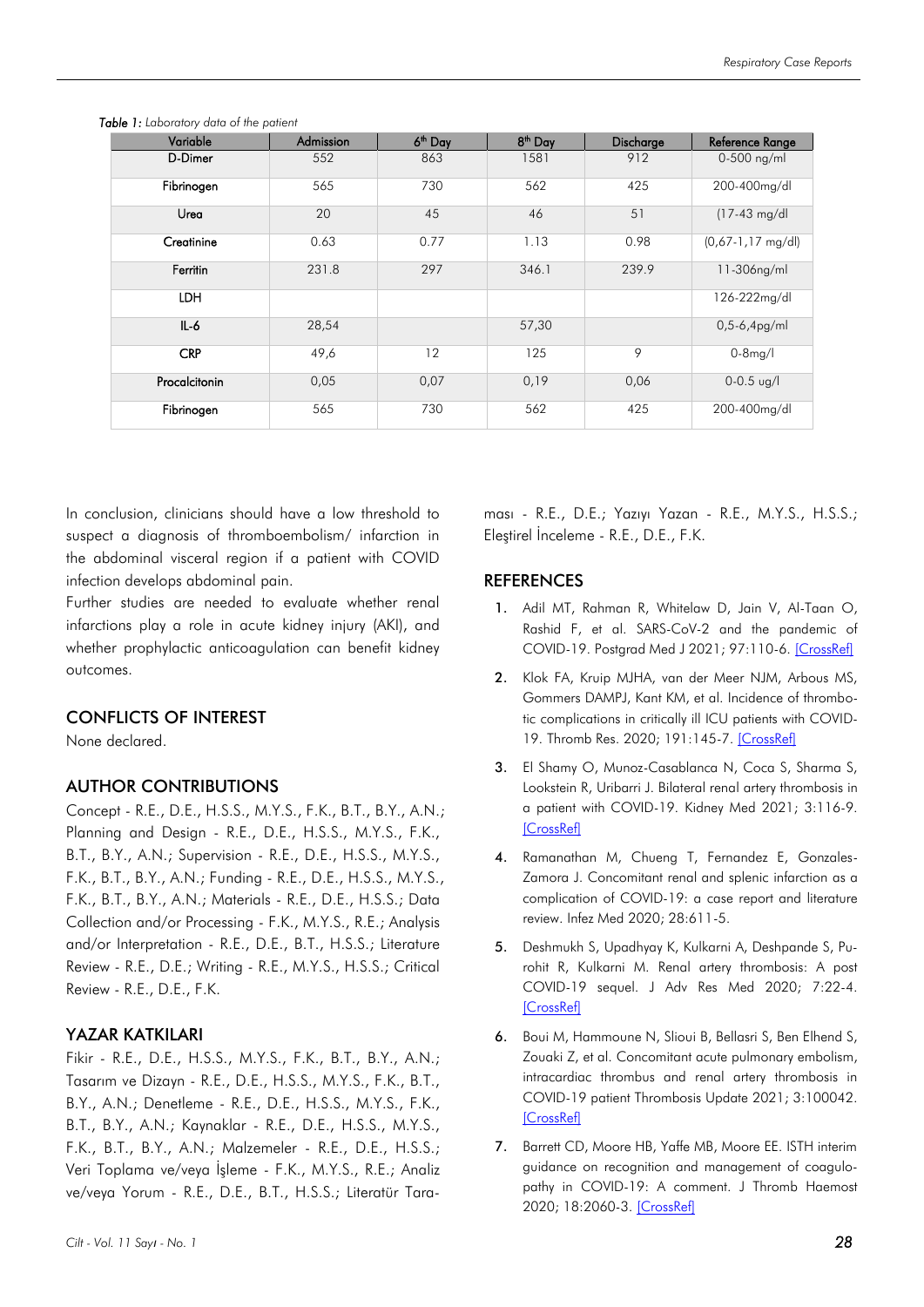*Table 1: Laboratory data of the patient*

| Variable | Admission | 6th Day | 8th Day | Discharge | Reference Range |
|---|---|---|---|---|---|
| D-Dimer | 552 | 863 | 1581 | 912 | 0-500 ng/ml |
| Fibrinogen | 565 | 730 | 562 | 425 | 200-400mg/dl |
| Urea | 20 | 45 | 46 | 51 | (17-43 mg/dl |
| Creatinine | 0.63 | 0.77 | 1.13 | 0.98 | (0,67-1,17 mg/dl) |
| Ferritin | 231.8 | 297 | 346.1 | 239.9 | 11-306ng/ml |
| LDH | | | | | 126-222mg/dl |
| IL-6 | 28,54 | | 57,30 | | 0,5-6,4pg/ml |
| CRP | 49,6 | 12 | 125 | 9 | 0-8mg/l |
| Procalcitonin | 0,05 | 0,07 | 0,19 | 0,06 | 0-0.5 ug/l |
| Fibrinogen | 565 | 730 | 562 | 425 | 200-400mg/dl |

In conclusion, clinicians should have a low threshold to suspect a diagnosis of thromboembolism/ infarction in the abdominal visceral region if a patient with COVID infection develops abdominal pain.

Further studies are needed to evaluate whether renal infarctions play a role in acute kidney injury (AKI), and whether prophylactic anticoagulation can benefit kidney outcomes.

## CONFLICTS OF INTEREST

None declared.

## AUTHOR CONTRIBUTIONS

Concept - R.E., D.E., H.S.S., M.Y.S., F.K., B.T., B.Y., A.N.; Planning and Design - R.E., D.E., H.S.S., M.Y.S., F.K., B.T., B.Y., A.N.; Supervision - R.E., D.E., H.S.S., M.Y.S., F.K., B.T., B.Y., A.N.; Funding - R.E., D.E., H.S.S., M.Y.S., F.K., B.T., B.Y., A.N.; Materials - R.E., D.E., H.S.S.; Data Collection and/or Processing - F.K., M.Y.S., R.E.; Analysis and/or Interpretation - R.E., D.E., B.T., H.S.S.; Literature Review - R.E., D.E.; Writing - R.E., M.Y.S., H.S.S.; Critical Review - R.E., D.E., F.K.

## YAZAR KATKILARI

Fikir - R.E., D.E., H.S.S., M.Y.S., F.K., B.T., B.Y., A.N.; Tasarım ve Dizayn - R.E., D.E., H.S.S., M.Y.S., F.K., B.T., B.Y., A.N.; Denetleme - R.E., D.E., H.S.S., M.Y.S., F.K., B.T., B.Y., A.N.; Kaynaklar - R.E., D.E., H.S.S., M.Y.S., F.K., B.T., B.Y., A.N.; Malzemeler - R.E., D.E., H.S.S.; Veri Toplama ve/veya İşleme - F.K., M.Y.S., R.E.; Analiz ve/veya Yorum - R.E., D.E., B.T., H.S.S.; Literatür Taraması - R.E., D.E.; Yazıyı Yazan - R.E., M.Y.S., H.S.S.; Eleştirel İnceleme - R.E., D.E., F.K.

## REFERENCES

1. Adil MT, Rahman R, Whitelaw D, Jain V, Al-Taan O, Rashid F, et al. SARS-CoV-2 and the pandemic of COVID-19. Postgrad Med J 2021; 97:110-6. [CrossRef]
2. Klok FA, Kruip MJHA, van der Meer NJM, Arbous MS, Gommers DAMPJ, Kant KM, et al. Incidence of thrombotic complications in critically ill ICU patients with COVID-19. Thromb Res. 2020; 191:145-7. [CrossRef]
3. El Shamy O, Munoz-Casablanca N, Coca S, Sharma S, Lookstein R, Uribarri J. Bilateral renal artery thrombosis in a patient with COVID-19. Kidney Med 2021; 3:116-9. [CrossRef]
4. Ramanathan M, Chueng T, Fernandez E, Gonzales-Zamora J. Concomitant renal and splenic infarction as a complication of COVID-19: a case report and literature review. Infez Med 2020; 28:611-5.
5. Deshmukh S, Upadhyay K, Kulkarni A, Deshpande S, Purohit R, Kulkarni M. Renal artery thrombosis: A post COVID-19 sequel. J Adv Res Med 2020; 7:22-4. [CrossRef]
6. Boui M, Hammoune N, Slioui B, Bellasri S, Ben Elhend S, Zouaki Z, et al. Concomitant acute pulmonary embolism, intracardiac thrombus and renal artery thrombosis in COVID-19 patient Thrombosis Update 2021; 3:100042. [CrossRef]
7. Barrett CD, Moore HB, Yaffe MB, Moore EE. ISTH interim guidance on recognition and management of coagulopathy in COVID-19: A comment. J Thromb Haemost 2020; 18:2060-3. [CrossRef]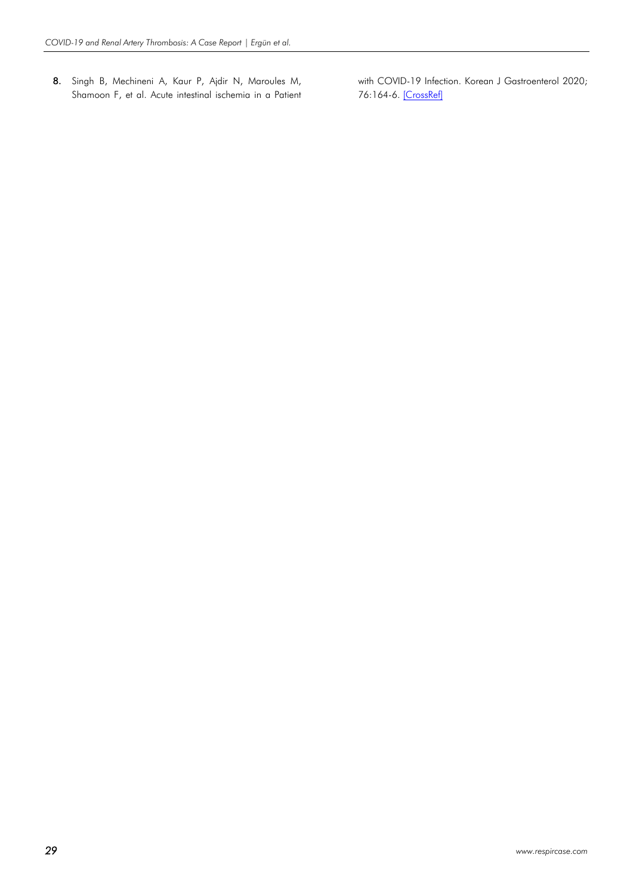8. Singh B, Mechineni A, Kaur P, Ajdir N, Maroules M, Shamoon F, et al. Acute intestinal ischemia in a Patient with COVID-19 Infection. Korean J Gastroenterol 2020; 76:164-6. [CrossRef]